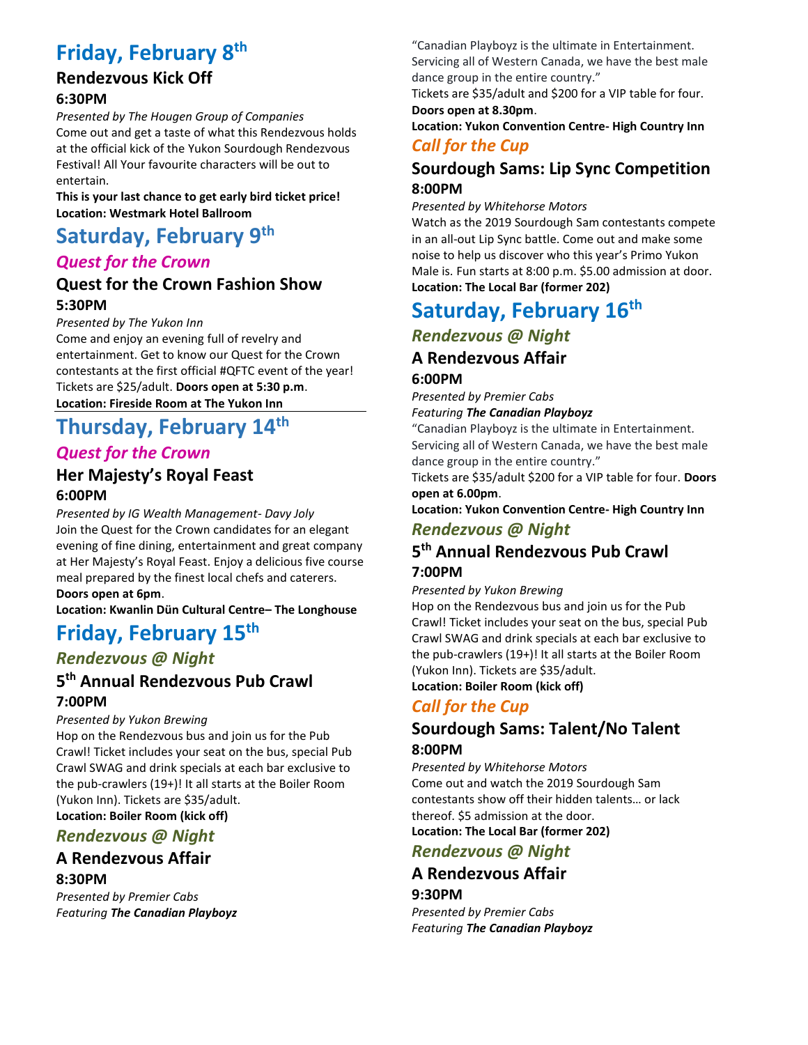# Friday, February 8th

### Rendezvous Kick Off

**6:30PM**

*Presented by The Hougen Group of Companies*

Come out and get a taste of what this Rendezvous holds at the official kick of the Yukon Sourdough Rendezvous Festival! All Your favourite characters will be out to entertain.

**This is your last chance to get early bird ticket price!**

**Location: Westmark Hotel Ballroom**

# Saturday, February 9th

## *Quest for the Crown*

### Quest for the Crown Fashion Show

**5:30PM**

*Presented by The Yukon Inn*

Come and enjoy an evening full of revelry and entertainment. Get to know our Quest for the Crown contestants at the first official #QFTC event of the year! Tickets are $25/adult. **Doors open at 5:30 p.m.**

**Location: Fireside Room at The Yukon Inn**

# Thursday, February 14th

## *Quest for the Crown*

### Her Majesty's Royal Feast

**6:00PM**

*Presented by IG Wealth Management- Davy Joly*

Join the Quest for the Crown candidates for an elegant evening of fine dining, entertainment and great company at Her Majesty's Royal Feast. Enjoy a delicious five course meal prepared by the finest local chefs and caterers.

**Doors open at 6pm**.

**Location: Kwanlin Dün Cultural Centre– The Longhouse**

# Friday, February 15th

## *Rendezvous @ Night*

### 5th Annual Rendezvous Pub Crawl

**7:00PM**

*Presented by Yukon Brewing*

Hop on the Rendezvous bus and join us for the Pub Crawl! Ticket includes your seat on the bus, special Pub Crawl SWAG and drink specials at each bar exclusive to the pub-crawlers (19+)! It all starts at the Boiler Room (Yukon Inn). Tickets are $35/adult.

**Location: Boiler Room (kick off)**

## *Rendezvous @ Night*

### A Rendezvous Affair

**8:30PM**

*Presented by Premier Cabs*

*Featuring **The Canadian Playboyz***

"Canadian Playboyz is the ultimate in Entertainment. Servicing all of Western Canada, we have the best male dance group in the entire country."

Tickets are $35/adult and $200 for a VIP table for four.

**Doors open at 8.30pm**.

**Location: Yukon Convention Centre- High Country Inn**

## *Call for the Cup*

### Sourdough Sams: Lip Sync Competition

**8:00PM**

*Presented by Whitehorse Motors*

Watch as the 2019 Sourdough Sam contestants compete in an all-out Lip Sync battle. Come out and make some noise to help us discover who this year's Primo Yukon Male is. Fun starts at 8:00 p.m. $5.00 admission at door.

**Location: The Local Bar (former 202)**

# Saturday, February 16th

## *Rendezvous @ Night*

### A Rendezvous Affair

**6:00PM**

*Presented by Premier Cabs*

*Featuring **The Canadian Playboyz***

"Canadian Playboyz is the ultimate in Entertainment. Servicing all of Western Canada, we have the best male dance group in the entire country."

Tickets are $35/adult $200 for a VIP table for four. **Doors open at 6.00pm**.

**Location: Yukon Convention Centre- High Country Inn**

## *Rendezvous @ Night*

### 5th Annual Rendezvous Pub Crawl

**7:00PM**

*Presented by Yukon Brewing*

Hop on the Rendezvous bus and join us for the Pub Crawl! Ticket includes your seat on the bus, special Pub Crawl SWAG and drink specials at each bar exclusive to the pub-crawlers (19+)! It all starts at the Boiler Room (Yukon Inn). Tickets are $35/adult.

**Location: Boiler Room (kick off)**

## *Call for the Cup*

### Sourdough Sams: Talent/No Talent

**8:00PM**

*Presented by Whitehorse Motors*

Come out and watch the 2019 Sourdough Sam contestants show off their hidden talents… or lack thereof. $5 admission at the door.

**Location: The Local Bar (former 202)**

## *Rendezvous @ Night*

### A Rendezvous Affair

**9:30PM**

*Presented by Premier Cabs*

*Featuring **The Canadian Playboyz***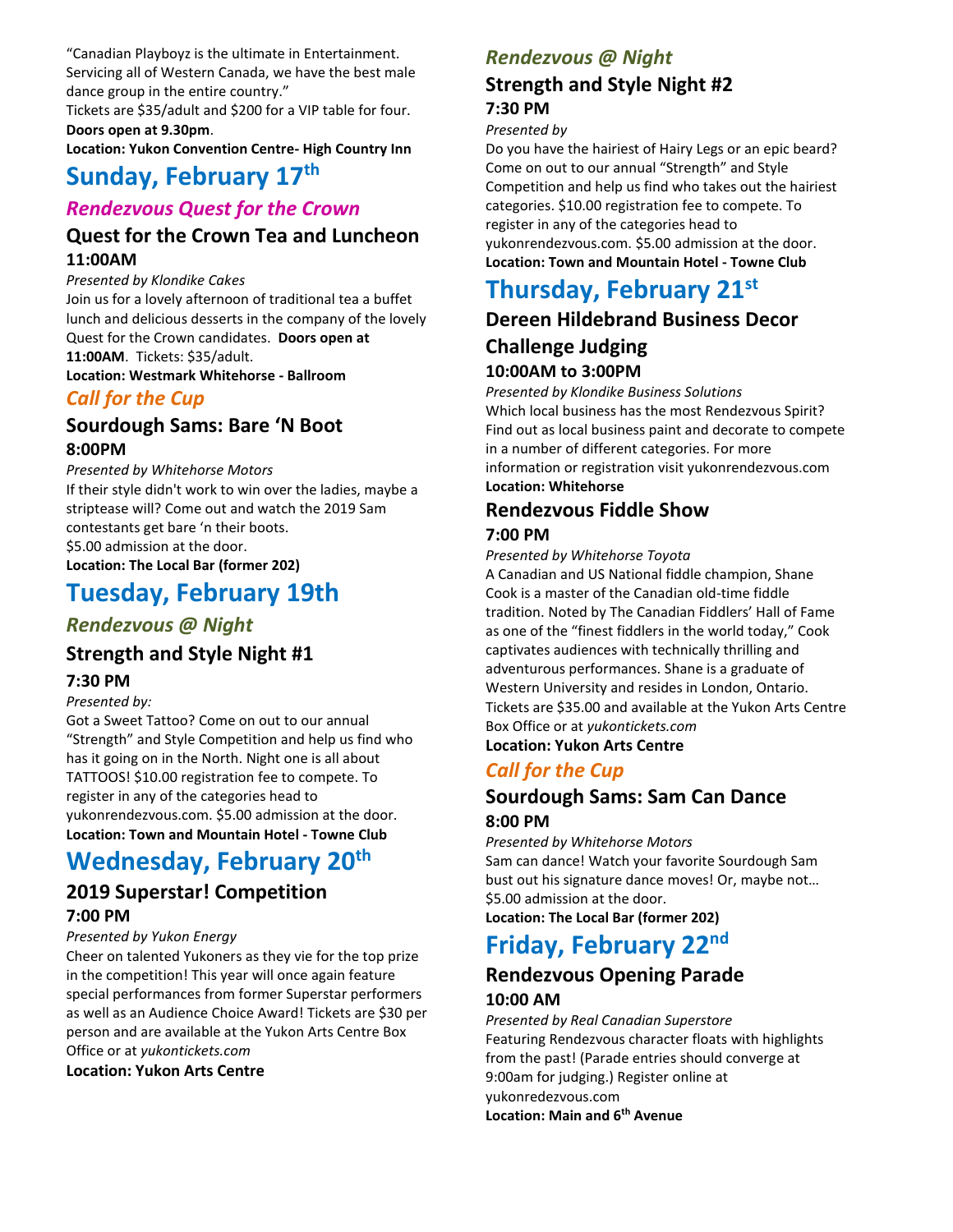"Canadian Playboyz is the ultimate in Entertainment. Servicing all of Western Canada, we have the best male dance group in the entire country."
Tickets are $35/adult and $200 for a VIP table for four.
**Doors open at 9.30pm**.
**Location: Yukon Convention Centre- High Country Inn**

# Sunday, February 17th

## *Rendezvous Quest for the Crown*

### Quest for the Crown Tea and Luncheon

**11:00AM**

*Presented by Klondike Cakes*

Join us for a lovely afternoon of traditional tea a buffet lunch and delicious desserts in the company of the lovely Quest for the Crown candidates. **Doors open at 11:00AM**. Tickets: $35/adult.
**Location: Westmark Whitehorse - Ballroom**

## *Call for the Cup*

### Sourdough Sams: Bare 'N Boot

**8:00PM**

*Presented by Whitehorse Motors*

If their style didn't work to win over the ladies, maybe a striptease will? Come out and watch the 2019 Sam contestants get bare 'n their boots.
$5.00 admission at the door.
**Location: The Local Bar (former 202)**

# Tuesday, February 19th

## *Rendezvous @ Night*

### Strength and Style Night #1

**7:30 PM**

*Presented by:*

Got a Sweet Tattoo? Come on out to our annual "Strength" and Style Competition and help us find who has it going on in the North. Night one is all about TATTOOS! $10.00 registration fee to compete. To register in any of the categories head to yukonrendezvous.com. $5.00 admission at the door.
**Location: Town and Mountain Hotel - Towne Club**

# Wednesday, February 20th

### 2019 Superstar! Competition

**7:00 PM**

*Presented by Yukon Energy*

Cheer on talented Yukoners as they vie for the top prize in the competition! This year will once again feature special performances from former Superstar performers as well as an Audience Choice Award! Tickets are $30 per person and are available at the Yukon Arts Centre Box Office or at *yukontickets.com*
**Location: Yukon Arts Centre**

## *Rendezvous @ Night*

### Strength and Style Night #2

**7:30 PM**

*Presented by*

Do you have the hairiest of Hairy Legs or an epic beard? Come on out to our annual "Strength" and Style Competition and help us find who takes out the hairiest categories. $10.00 registration fee to compete. To register in any of the categories head to yukonrendezvous.com. $5.00 admission at the door.
**Location: Town and Mountain Hotel - Towne Club**

# Thursday, February 21st

### Dereen Hildebrand Business Decor Challenge Judging

**10:00AM to 3:00PM**

*Presented by Klondike Business Solutions*

Which local business has the most Rendezvous Spirit? Find out as local business paint and decorate to compete in a number of different categories. For more information or registration visit yukonrendezvous.com
**Location: Whitehorse**

### Rendezvous Fiddle Show

**7:00 PM**

*Presented by Whitehorse Toyota*

A Canadian and US National fiddle champion, Shane Cook is a master of the Canadian old-time fiddle tradition. Noted by The Canadian Fiddlers' Hall of Fame as one of the "finest fiddlers in the world today," Cook captivates audiences with technically thrilling and adventurous performances. Shane is a graduate of Western University and resides in London, Ontario. Tickets are $35.00 and available at the Yukon Arts Centre Box Office or at *yukontickets.com*
**Location: Yukon Arts Centre**

## *Call for the Cup*

### Sourdough Sams: Sam Can Dance

**8:00 PM**

*Presented by Whitehorse Motors*

Sam can dance! Watch your favorite Sourdough Sam bust out his signature dance moves! Or, maybe not… $5.00 admission at the door.
**Location: The Local Bar (former 202)**

# Friday, February 22nd

### Rendezvous Opening Parade

**10:00 AM**

*Presented by Real Canadian Superstore*

Featuring Rendezvous character floats with highlights from the past! (Parade entries should converge at 9:00am for judging.) Register online at yukonredezvous.com
**Location: Main and 6th Avenue**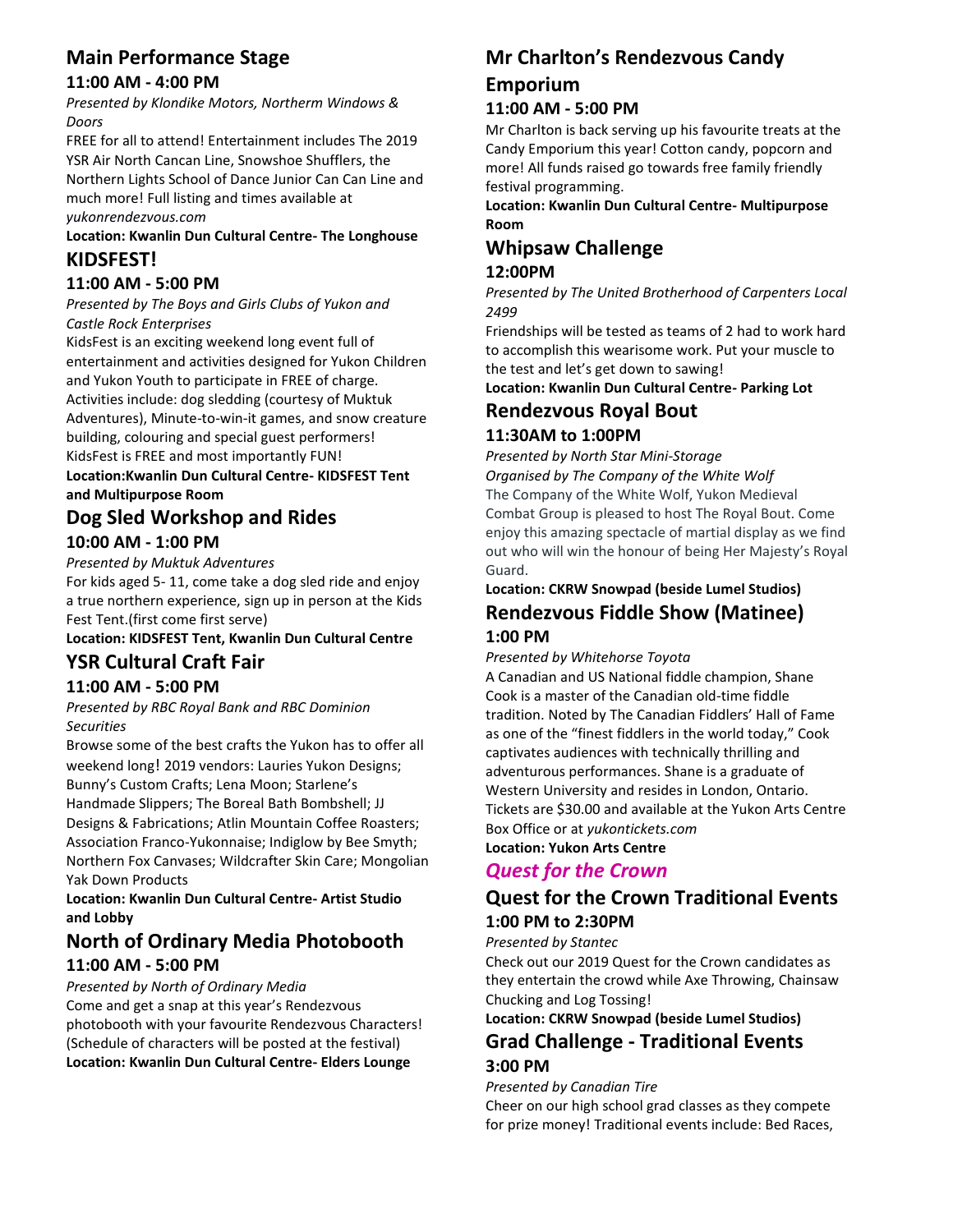## Main Performance Stage

### 11:00 AM - 4:00 PM

*Presented by Klondike Motors, Northerm Windows & Doors*

FREE for all to attend! Entertainment includes The 2019 YSR Air North Cancan Line, Snowshoe Shufflers, the Northern Lights School of Dance Junior Can Can Line and much more! Full listing and times available at *yukonrendezvous.com*

**Location: Kwanlin Dun Cultural Centre- The Longhouse**

## KIDSFEST!

### 11:00 AM - 5:00 PM

*Presented by The Boys and Girls Clubs of Yukon and Castle Rock Enterprises*

KidsFest is an exciting weekend long event full of entertainment and activities designed for Yukon Children and Yukon Youth to participate in FREE of charge. Activities include: dog sledding (courtesy of Muktuk Adventures), Minute-to-win-it games, and snow creature building, colouring and special guest performers! KidsFest is FREE and most importantly FUN!

**Location:Kwanlin Dun Cultural Centre- KIDSFEST Tent and Multipurpose Room**

## Dog Sled Workshop and Rides

### 10:00 AM - 1:00 PM

*Presented by Muktuk Adventures*

For kids aged 5- 11, come take a dog sled ride and enjoy a true northern experience, sign up in person at the Kids Fest Tent.(first come first serve)

**Location: KIDSFEST Tent, Kwanlin Dun Cultural Centre**

## YSR Cultural Craft Fair

### 11:00 AM - 5:00 PM

*Presented by RBC Royal Bank and RBC Dominion Securities*

Browse some of the best crafts the Yukon has to offer all weekend long! 2019 vendors: Lauries Yukon Designs; Bunny's Custom Crafts; Lena Moon; Starlene's Handmade Slippers; The Boreal Bath Bombshell; JJ Designs & Fabrications; Atlin Mountain Coffee Roasters; Association Franco-Yukonnaise; Indiglow by Bee Smyth; Northern Fox Canvases; Wildcrafter Skin Care; Mongolian Yak Down Products

**Location: Kwanlin Dun Cultural Centre- Artist Studio and Lobby**

## North of Ordinary Media Photobooth

### 11:00 AM - 5:00 PM

*Presented by North of Ordinary Media*

Come and get a snap at this year's Rendezvous photobooth with your favourite Rendezvous Characters! (Schedule of characters will be posted at the festival)

**Location: Kwanlin Dun Cultural Centre- Elders Lounge**

## Mr Charlton's Rendezvous Candy Emporium

### 11:00 AM - 5:00 PM

Mr Charlton is back serving up his favourite treats at the Candy Emporium this year! Cotton candy, popcorn and more! All funds raised go towards free family friendly festival programming.

**Location: Kwanlin Dun Cultural Centre- Multipurpose Room**

## Whipsaw Challenge

### 12:00PM

*Presented by The United Brotherhood of Carpenters Local 2499*

Friendships will be tested as teams of 2 had to work hard to accomplish this wearisome work. Put your muscle to the test and let's get down to sawing!

**Location: Kwanlin Dun Cultural Centre- Parking Lot**

## Rendezvous Royal Bout

### 11:30AM to 1:00PM

*Presented by North Star Mini-Storage*

*Organised by The Company of the White Wolf*

The Company of the White Wolf, Yukon Medieval Combat Group is pleased to host The Royal Bout. Come enjoy this amazing spectacle of martial display as we find out who will win the honour of being Her Majesty's Royal Guard.

**Location: CKRW Snowpad (beside Lumel Studios)**

## Rendezvous Fiddle Show (Matinee)

### 1:00 PM

*Presented by Whitehorse Toyota*

A Canadian and US National fiddle champion, Shane Cook is a master of the Canadian old-time fiddle tradition. Noted by The Canadian Fiddlers' Hall of Fame as one of the "finest fiddlers in the world today," Cook captivates audiences with technically thrilling and adventurous performances. Shane is a graduate of Western University and resides in London, Ontario. Tickets are $30.00 and available at the Yukon Arts Centre Box Office or at *yukontickets.com*

**Location: Yukon Arts Centre**

## *Quest for the Crown*

## Quest for the Crown Traditional Events

### 1:00 PM to 2:30PM

*Presented by Stantec*

Check out our 2019 Quest for the Crown candidates as they entertain the crowd while Axe Throwing, Chainsaw Chucking and Log Tossing!

**Location: CKRW Snowpad (beside Lumel Studios)**

## Grad Challenge - Traditional Events

### 3:00 PM

*Presented by Canadian Tire*

Cheer on our high school grad classes as they compete for prize money! Traditional events include: Bed Races,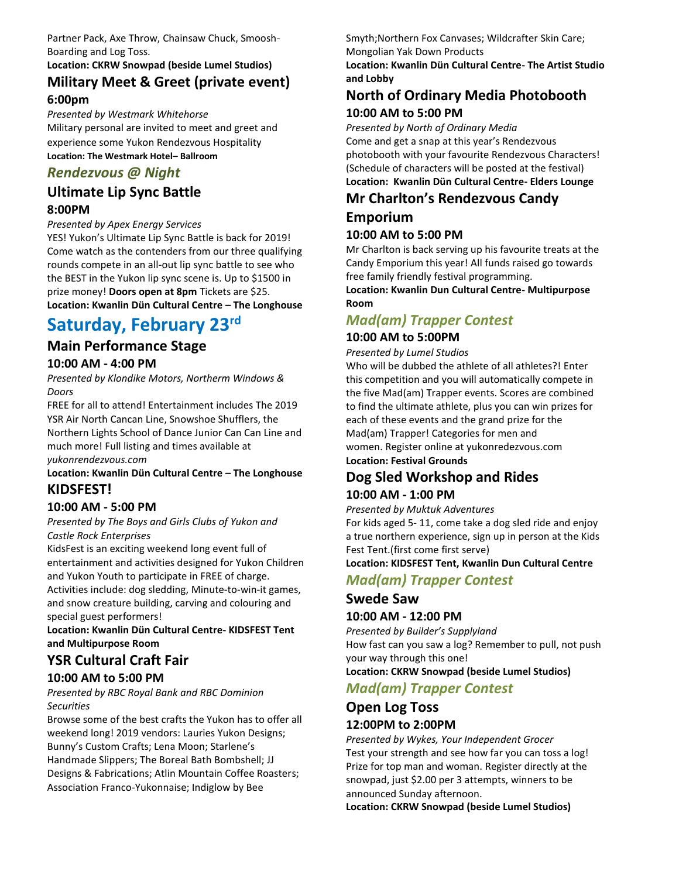Partner Pack, Axe Throw, Chainsaw Chuck, Smoosh-Boarding and Log Toss.

**Location: CKRW Snowpad (beside Lumel Studios)**

### Military Meet & Greet (private event)

#### 6:00pm

*Presented by Westmark Whitehorse*

Military personal are invited to meet and greet and experience some Yukon Rendezvous Hospitality

**Location: The Westmark Hotel– Ballroom**

### *Rendezvous @ Night*

### Ultimate Lip Sync Battle

#### 8:00PM

*Presented by Apex Energy Services*

YES! Yukon's Ultimate Lip Sync Battle is back for 2019! Come watch as the contenders from our three qualifying rounds compete in an all-out lip sync battle to see who the BEST in the Yukon lip sync scene is. Up to $1500 in prize money! **Doors open at 8pm** Tickets are $25.

**Location: Kwanlin Dün Cultural Centre – The Longhouse**

## Saturday, February 23rd

### Main Performance Stage

#### 10:00 AM - 4:00 PM

*Presented by Klondike Motors, Northerm Windows & Doors*

FREE for all to attend! Entertainment includes The 2019 YSR Air North Cancan Line, Snowshoe Shufflers, the Northern Lights School of Dance Junior Can Can Line and much more! Full listing and times available at *yukonrendezvous.com*

**Location: Kwanlin Dün Cultural Centre – The Longhouse**

### KIDSFEST!

#### 10:00 AM - 5:00 PM

*Presented by The Boys and Girls Clubs of Yukon and Castle Rock Enterprises*

KidsFest is an exciting weekend long event full of entertainment and activities designed for Yukon Children and Yukon Youth to participate in FREE of charge. Activities include: dog sledding, Minute-to-win-it games, and snow creature building, carving and colouring and special guest performers!

**Location: Kwanlin Dün Cultural Centre- KIDSFEST Tent and Multipurpose Room**

### YSR Cultural Craft Fair

#### 10:00 AM to 5:00 PM

*Presented by RBC Royal Bank and RBC Dominion Securities*

Browse some of the best crafts the Yukon has to offer all weekend long! 2019 vendors: Lauries Yukon Designs; Bunny's Custom Crafts; Lena Moon; Starlene's Handmade Slippers; The Boreal Bath Bombshell; JJ Designs & Fabrications; Atlin Mountain Coffee Roasters; Association Franco-Yukonnaise; Indiglow by Bee Smyth;Northern Fox Canvases; Wildcrafter Skin Care; Mongolian Yak Down Products

**Location: Kwanlin Dün Cultural Centre- The Artist Studio and Lobby**

### North of Ordinary Media Photobooth

#### 10:00 AM to 5:00 PM

*Presented by North of Ordinary Media*

Come and get a snap at this year's Rendezvous photobooth with your favourite Rendezvous Characters! (Schedule of characters will be posted at the festival)

**Location: Kwanlin Dün Cultural Centre- Elders Lounge**

### Mr Charlton's Rendezvous Candy Emporium

#### 10:00 AM to 5:00 PM

Mr Charlton is back serving up his favourite treats at the Candy Emporium this year! All funds raised go towards free family friendly festival programming.

**Location: Kwanlin Dun Cultural Centre- Multipurpose Room**

### *Mad(am) Trapper Contest*

#### 10:00 AM to 5:00PM

*Presented by Lumel Studios*

Who will be dubbed the athlete of all athletes?! Enter this competition and you will automatically compete in the five Mad(am) Trapper events. Scores are combined to find the ultimate athlete, plus you can win prizes for each of these events and the grand prize for the Mad(am) Trapper! Categories for men and women. Register online at yukonredezvous.com

**Location: Festival Grounds**

### Dog Sled Workshop and Rides

#### 10:00 AM - 1:00 PM

*Presented by Muktuk Adventures*

For kids aged 5- 11, come take a dog sled ride and enjoy a true northern experience, sign up in person at the Kids Fest Tent.(first come first serve)

**Location: KIDSFEST Tent, Kwanlin Dun Cultural Centre**

### *Mad(am) Trapper Contest*

### Swede Saw

#### 10:00 AM - 12:00 PM

*Presented by Builder's Supplyland*

How fast can you saw a log? Remember to pull, not push your way through this one!

**Location: CKRW Snowpad (beside Lumel Studios)**

### *Mad(am) Trapper Contest*

### Open Log Toss

#### 12:00PM to 2:00PM

*Presented by Wykes, Your Independent Grocer*

Test your strength and see how far you can toss a log! Prize for top man and woman. Register directly at the snowpad, just $2.00 per 3 attempts, winners to be announced Sunday afternoon.

**Location: CKRW Snowpad (beside Lumel Studios)**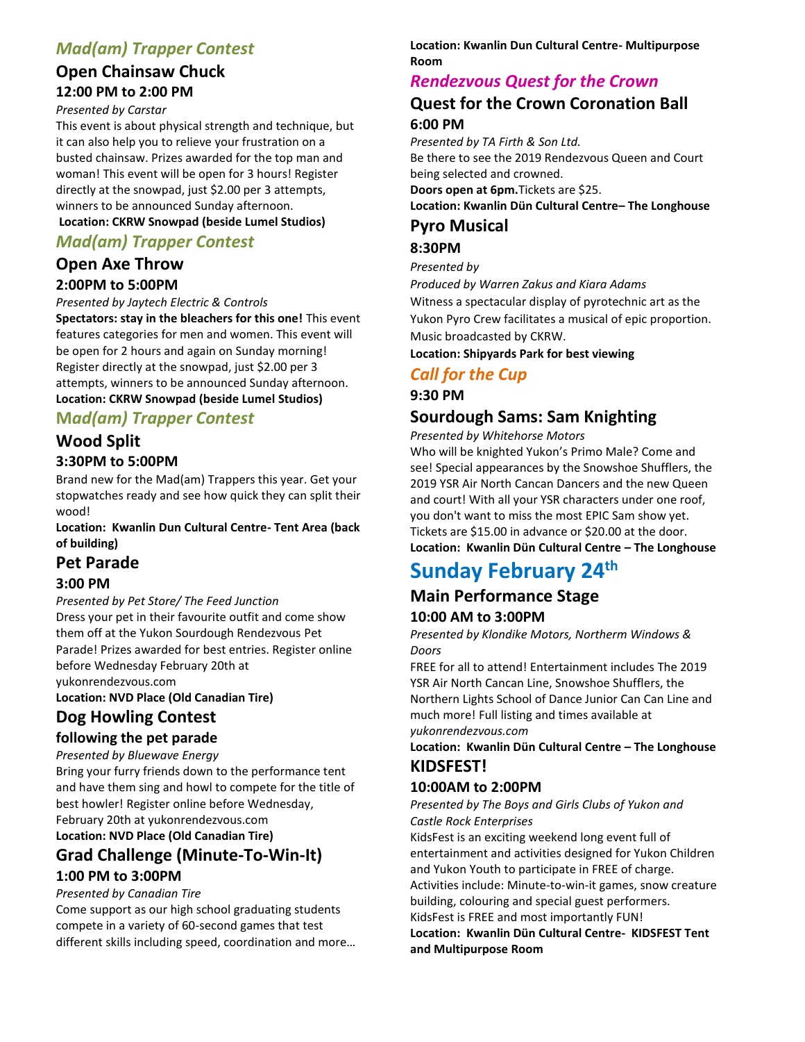### *Mad(am) Trapper Contest*

## Open Chainsaw Chuck

### 12:00 PM to 2:00 PM

*Presented by Carstar*

This event is about physical strength and technique, but it can also help you to relieve your frustration on a busted chainsaw. Prizes awarded for the top man and woman! This event will be open for 3 hours! Register directly at the snowpad, just $2.00 per 3 attempts, winners to be announced Sunday afternoon.

**Location: CKRW Snowpad (beside Lumel Studios)**

### *Mad(am) Trapper Contest*

## Open Axe Throw

### 2:00PM to 5:00PM

*Presented by Jaytech Electric & Controls*

**Spectators: stay in the bleachers for this one!** This event features categories for men and women. This event will be open for 2 hours and again on Sunday morning! Register directly at the snowpad, just $2.00 per 3 attempts, winners to be announced Sunday afternoon.

**Location: CKRW Snowpad (beside Lumel Studios)**

### *Mad(am) Trapper Contest*

## Wood Split

### 3:30PM to 5:00PM

Brand new for the Mad(am) Trappers this year. Get your stopwatches ready and see how quick they can split their wood!

**Location: Kwanlin Dun Cultural Centre- Tent Area (back of building)**

## Pet Parade

### 3:00 PM

*Presented by Pet Store/ The Feed Junction*

Dress your pet in their favourite outfit and come show them off at the Yukon Sourdough Rendezvous Pet Parade! Prizes awarded for best entries. Register online before Wednesday February 20th at yukonrendezvous.com

**Location: NVD Place (Old Canadian Tire)**

## Dog Howling Contest

### following the pet parade

*Presented by Bluewave Energy*

Bring your furry friends down to the performance tent and have them sing and howl to compete for the title of best howler! Register online before Wednesday, February 20th at yukonrendezvous.com

**Location: NVD Place (Old Canadian Tire)**

## Grad Challenge (Minute-To-Win-It)

### 1:00 PM to 3:00PM

*Presented by Canadian Tire*

Come support as our high school graduating students compete in a variety of 60-second games that test different skills including speed, coordination and more…

**Location: Kwanlin Dun Cultural Centre- Multipurpose Room**

### *Rendezvous Quest for the Crown*

## Quest for the Crown Coronation Ball

### 6:00 PM

*Presented by TA Firth & Son Ltd.*

Be there to see the 2019 Rendezvous Queen and Court being selected and crowned.

**Doors open at 6pm.** Tickets are $25.

**Location: Kwanlin Dün Cultural Centre– The Longhouse**

## Pyro Musical

### 8:30PM

*Presented by*

*Produced by Warren Zakus and Kiara Adams*

Witness a spectacular display of pyrotechnic art as the Yukon Pyro Crew facilitates a musical of epic proportion. Music broadcasted by CKRW.

**Location: Shipyards Park for best viewing**

### *Call for the Cup*

### 9:30 PM

## Sourdough Sams: Sam Knighting

*Presented by Whitehorse Motors*

Who will be knighted Yukon's Primo Male? Come and see! Special appearances by the Snowshoe Shufflers, the 2019 YSR Air North Cancan Dancers and the new Queen and court! With all your YSR characters under one roof, you don't want to miss the most EPIC Sam show yet. Tickets are $15.00 in advance or $20.00 at the door.

**Location: Kwanlin Dün Cultural Centre – The Longhouse**

# Sunday February 24th

## Main Performance Stage

### 10:00 AM to 3:00PM

*Presented by Klondike Motors, Northerm Windows & Doors*

FREE for all to attend! Entertainment includes The 2019 YSR Air North Cancan Line, Snowshoe Shufflers, the Northern Lights School of Dance Junior Can Can Line and much more! Full listing and times available at *yukonrendezvous.com*

**Location: Kwanlin Dün Cultural Centre – The Longhouse**

## KIDSFEST!

### 10:00AM to 2:00PM

*Presented by The Boys and Girls Clubs of Yukon and Castle Rock Enterprises*

KidsFest is an exciting weekend long event full of entertainment and activities designed for Yukon Children and Yukon Youth to participate in FREE of charge. Activities include: Minute-to-win-it games, snow creature building, colouring and special guest performers. KidsFest is FREE and most importantly FUN!

**Location: Kwanlin Dün Cultural Centre- KIDSFEST Tent and Multipurpose Room**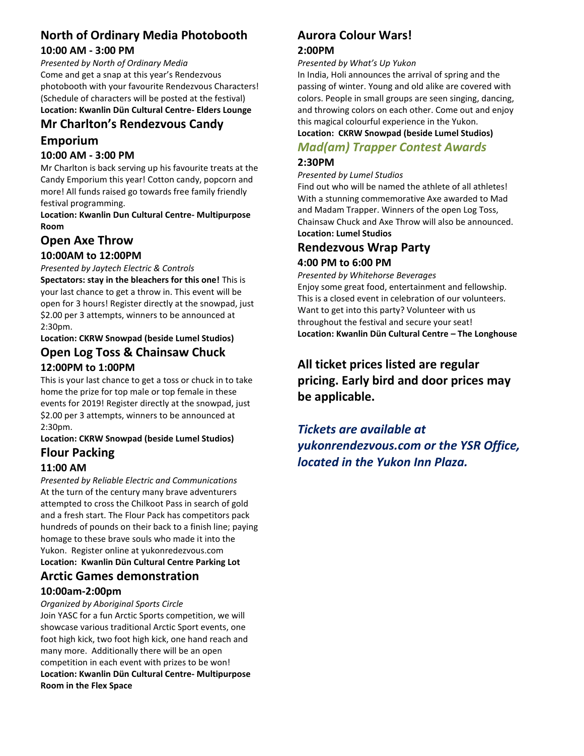## North of Ordinary Media Photobooth

### 10:00 AM - 3:00 PM

*Presented by North of Ordinary Media*

Come and get a snap at this year's Rendezvous photobooth with your favourite Rendezvous Characters! (Schedule of characters will be posted at the festival)

**Location: Kwanlin Dün Cultural Centre- Elders Lounge**

## Mr Charlton's Rendezvous Candy Emporium

### 10:00 AM - 3:00 PM

Mr Charlton is back serving up his favourite treats at the Candy Emporium this year! Cotton candy, popcorn and more! All funds raised go towards free family friendly festival programming.

**Location: Kwanlin Dun Cultural Centre- Multipurpose Room**

## Open Axe Throw

### 10:00AM to 12:00PM

*Presented by Jaytech Electric & Controls*

**Spectators: stay in the bleachers for this one!** This is your last chance to get a throw in. This event will be open for 3 hours! Register directly at the snowpad, just $2.00 per 3 attempts, winners to be announced at 2:30pm.

**Location: CKRW Snowpad (beside Lumel Studios)**

## Open Log Toss & Chainsaw Chuck

### 12:00PM to 1:00PM

This is your last chance to get a toss or chuck in to take home the prize for top male or top female in these events for 2019! Register directly at the snowpad, just $2.00 per 3 attempts, winners to be announced at 2:30pm.

**Location: CKRW Snowpad (beside Lumel Studios)**

## Flour Packing

### 11:00 AM

*Presented by Reliable Electric and Communications*

At the turn of the century many brave adventurers attempted to cross the Chilkoot Pass in search of gold and a fresh start. The Flour Pack has competitors pack hundreds of pounds on their back to a finish line; paying homage to these brave souls who made it into the Yukon. Register online at yukonredezvous.com

**Location: Kwanlin Dün Cultural Centre Parking Lot**

## Arctic Games demonstration

### 10:00am-2:00pm

*Organized by Aboriginal Sports Circle*

Join YASC for a fun Arctic Sports competition, we will showcase various traditional Arctic Sport events, one foot high kick, two foot high kick, one hand reach and many more. Additionally there will be an open competition in each event with prizes to be won!

**Location: Kwanlin Dün Cultural Centre- Multipurpose Room in the Flex Space**

## Aurora Colour Wars!

### 2:00PM

*Presented by What's Up Yukon*

In India, Holi announces the arrival of spring and the passing of winter. Young and old alike are covered with colors. People in small groups are seen singing, dancing, and throwing colors on each other. Come out and enjoy this magical colourful experience in the Yukon.

**Location: CKRW Snowpad (beside Lumel Studios)**

## *Mad(am) Trapper Contest Awards*

### 2:30PM

*Presented by Lumel Studios*

Find out who will be named the athlete of all athletes! With a stunning commemorative Axe awarded to Mad and Madam Trapper. Winners of the open Log Toss, Chainsaw Chuck and Axe Throw will also be announced.

**Location: Lumel Studios**

## Rendezvous Wrap Party

### 4:00 PM to 6:00 PM

*Presented by Whitehorse Beverages*

Enjoy some great food, entertainment and fellowship. This is a closed event in celebration of our volunteers. Want to get into this party? Volunteer with us throughout the festival and secure your seat!

**Location: Kwanlin Dün Cultural Centre – The Longhouse**

**All ticket prices listed are regular pricing. Early bird and door prices may be applicable.**

***Tickets are available at yukonrendezvous.com or the YSR Office, located in the Yukon Inn Plaza.***